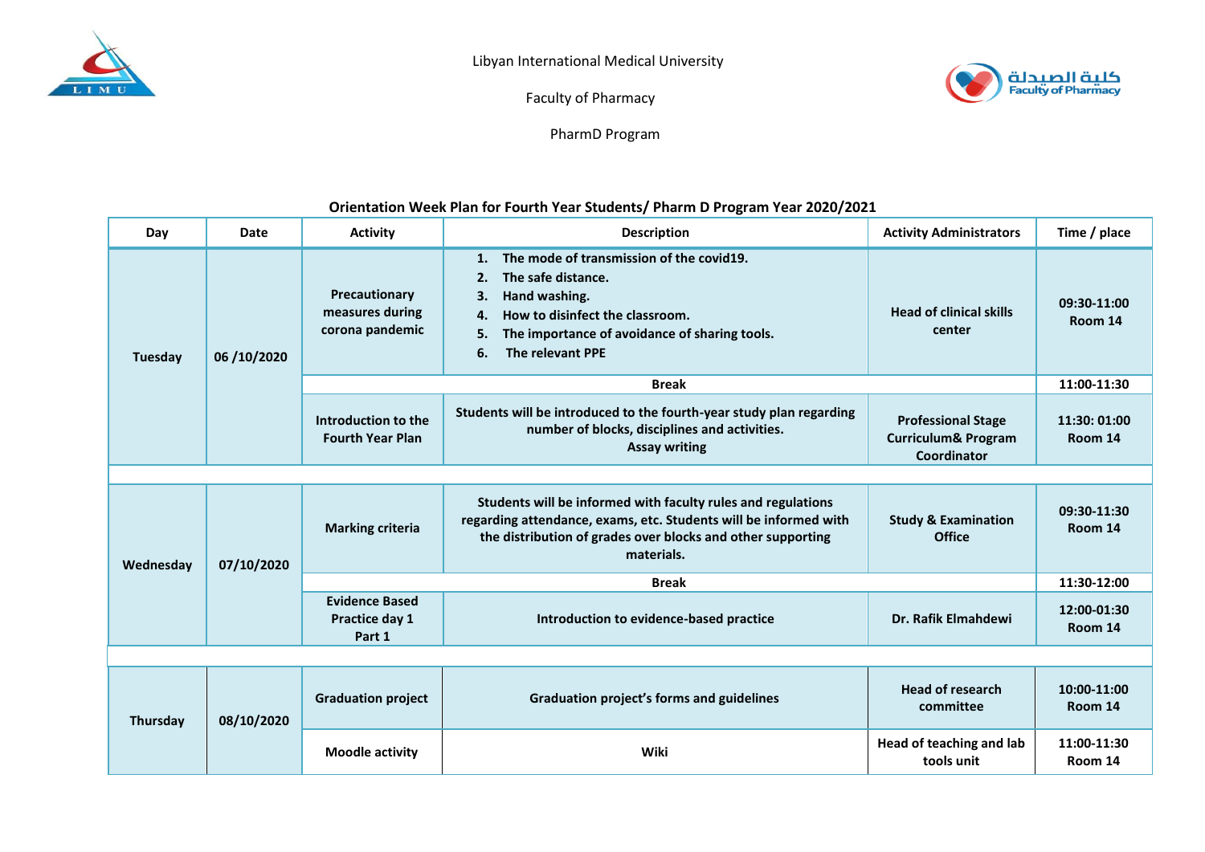Libyan International Medical University

Faculty of Pharmacy

PharmD Program

**Orientation Week Plan for Fourth Year Students/ Pharm D Program Year 2020/2021**

| Day | Date | Activity | Description | Activity Administrators | Time / place |
|---|---|---|---|---|---|
| Tuesday | 06 /10/2020 | Precautionary measures during corona pandemic | 1. The mode of transmission of the covid19.<br>2. The safe distance.<br>3. Hand washing.<br>4. How to disinfect the classroom.<br>5. The importance of avoidance of sharing tools.<br>6. The relevant PPE | Head of clinical skills center | 09:30-11:00 Room 14 |
| | | Break | | | 11:00-11:30 |
| | | Introduction to the Fourth Year Plan | Students will be introduced to the fourth-year study plan regarding number of blocks, disciplines and activities. Assay writing | Professional Stage Curriculum& Program Coordinator | 11:30: 01:00 Room 14 |
| | | | | | |
| Wednesday | 07/10/2020 | Marking criteria | Students will be informed with faculty rules and regulations regarding attendance, exams, etc. Students will be informed with the distribution of grades over blocks and other supporting materials. | Study & Examination Office | 09:30-11:30 Room 14 |
| | | Break | | | 11:30-12:00 |
| | | Evidence Based Practice day 1 Part 1 | Introduction to evidence-based practice | Dr. Rafik Elmahdewi | 12:00-01:30 Room 14 |
| | | | | | |
| Thursday | 08/10/2020 | Graduation project | Graduation project's forms and guidelines | Head of research committee | 10:00-11:00 Room 14 |
| | | Moodle activity | Wiki | Head of teaching and lab tools unit | 11:00-11:30 Room 14 |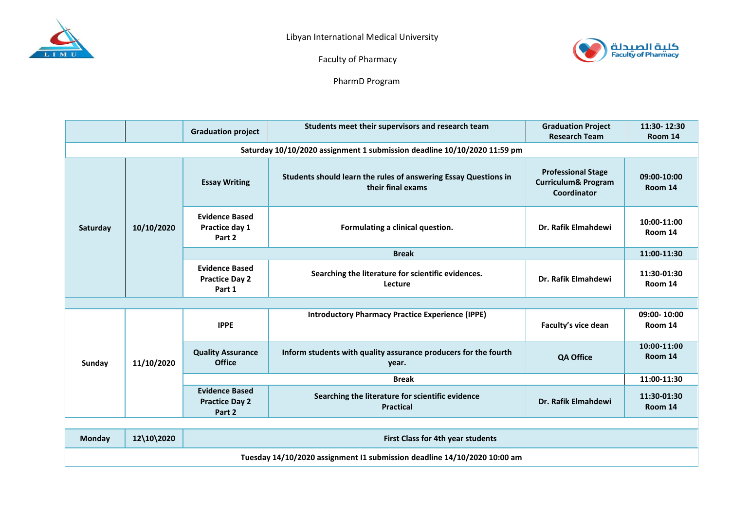Libyan International Medical University

Faculty of Pharmacy

PharmD Program

| | | | | | |
|---|---|---|---|---|---|
| | | **Graduation project** | **Students meet their supervisors and research team** | **Graduation Project Research Team** | **11:30- 12:30 Room 14** |
| **Saturday 10/10/2020 assignment 1 submission deadline 10/10/2020 11:59 pm** | | | | | |
| **Saturday** | **10/10/2020** | **Essay Writing** | **Students should learn the rules of answering Essay Questions in their final exams** | **Professional Stage Curriculum& Program Coordinator** | **09:00-10:00 Room 14** |
| | | **Evidence Based Practice day 1 Part 2** | **Formulating a clinical question.** | **Dr. Rafik Elmahdewi** | **10:00-11:00 Room 14** |
| | | **Break** | | | **11:00-11:30** |
| | | **Evidence Based Practice Day 2 Part 1** | **Searching the literature for scientific evidences. Lecture** | **Dr. Rafik Elmahdewi** | **11:30-01:30 Room 14** |
| | | | | | |
| **Sunday** | **11/10/2020** | **IPPE** | **Introductory Pharmacy Practice Experience (IPPE)** | **Faculty's vice dean** | **09:00- 10:00 Room 14** |
| | | **Quality Assurance Office** | **Inform students with quality assurance producers for the fourth year.** | **QA Office** | **10:00-11:00 Room 14** |
| | | **Break** | | | **11:00-11:30** |
| | | **Evidence Based Practice Day 2 Part 2** | **Searching the literature for scientific evidence Practical** | **Dr. Rafik Elmahdewi** | **11:30-01:30 Room 14** |
| | | | | | |
| **Monday** | **12\10\2020** | **First Class for 4th year students** | | | |
| **Tuesday 14/10/2020 assignment I1 submission deadline 14/10/2020 10:00 am** | | | | | |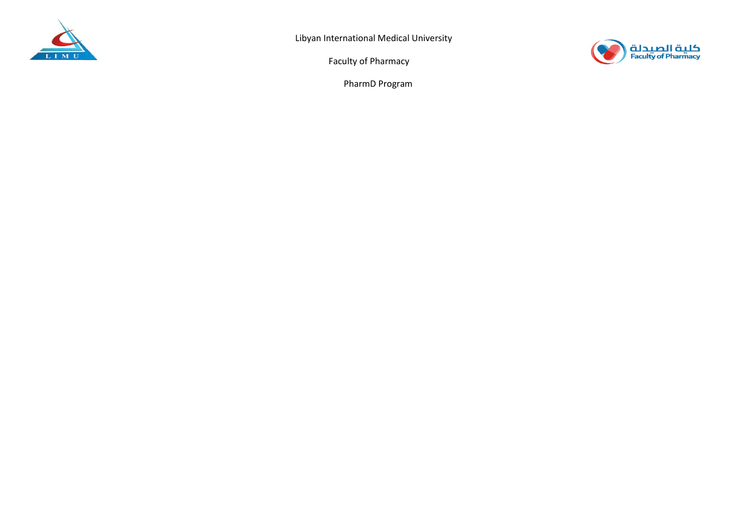Libyan International Medical University

Faculty of Pharmacy

PharmD Program